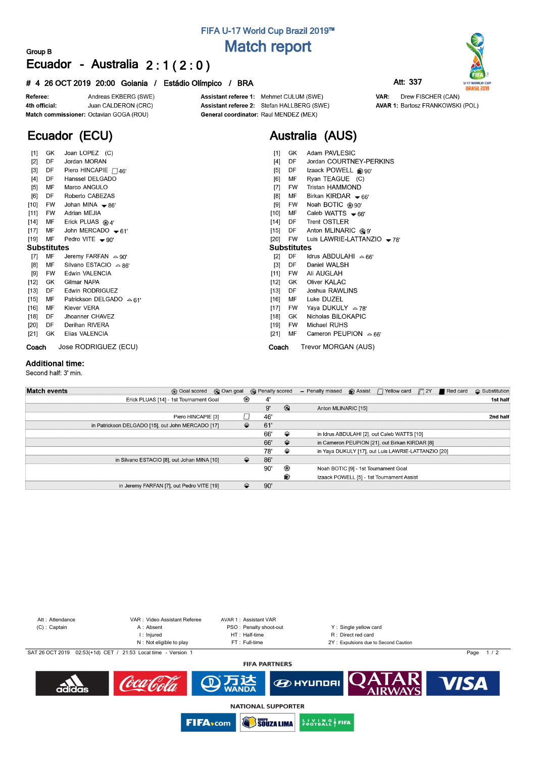# FIFA U-17 World Cup Brazil 2019™

## Match report

Group B

**Ecuador - Australia 2 : 1 ( 2 : 0 )**

**# 4 26 OCT 2019 20:00 Goiania / Estádio Olímpico / BRA**

**Att: 337**

**Referee:** Andreas EKBERG (SWE)
**4th official:** Juan CALDERON (CRC)
**Match commissioner:** Octavian GOGA (ROU)

**Assistant referee 1:** Mehmet CULUM (SWE)
**Assistant referee 2:** Stefan HALLBERG (SWE)
**General coordinator:** Raul MENDEZ (MEX)

**VAR:** Drew FISCHER (CAN)
**AVAR 1:** Bartosz FRANKOWSKI (POL)

## Ecuador (ECU)

| | | | |
|---|---|---|---|
| [1] | GK | Joan LOPEZ (C) | |
| [2] | DF | Jordan MORAN | |
| [3] | DF | Piero HINCAPIE | Yellow card 46' |
| [4] | DF | Hanssel DELGADO | |
| [5] | MF | Marco ANGULO | |
| [6] | DF | Roberto CABEZAS | |
| [10] | FW | Johan MINA | Out 86' |
| [11] | FW | Adrian MEJIA | |
| [14] | MF | Erick PLUAS | Goal 4' |
| [17] | MF | John MERCADO | Out 61' |
| [19] | MF | Pedro VITE | Out 90' |

**Substitutes**

| | | | |
|---|---|---|---|
| [7] | MF | Jeremy FARFAN | In 90' |
| [8] | MF | Silvano ESTACIO | In 86' |
| [9] | FW | Edwin VALENCIA | |
| [12] | GK | Gilmar NAPA | |
| [13] | DF | Edwin RODRIGUEZ | |
| [15] | MF | Patrickson DELGADO | In 61' |
| [16] | MF | Klever VERA | |
| [18] | DF | Jhoanner CHAVEZ | |
| [20] | DF | Derihan RIVERA | |
| [21] | GK | Elias VALENCIA | |

**Coach** Jose RODRIGUEZ (ECU)

## Australia (AUS)

| | | | |
|---|---|---|---|
| [1] | GK | Adam PAVLESIC | |
| [4] | DF | Jordan COURTNEY-PERKINS | |
| [5] | DF | Izaack POWELL | Assist 90' |
| [6] | MF | Ryan TEAGUE (C) | |
| [7] | FW | Tristan HAMMOND | |
| [8] | MF | Birkan KIRDAR | Out 66' |
| [9] | FW | Noah BOTIC | Goal 90' |
| [10] | MF | Caleb WATTS | Out 66' |
| [14] | DF | Trent OSTLER | |
| [15] | DF | Anton MLINARIC | Own goal 9' |
| [20] | FW | Luis LAWRIE-LATTANZIO | Out 78' |

**Substitutes**

| | | | |
|---|---|---|---|
| [2] | DF | Idrus ABDULAHI | In 66' |
| [3] | DF | Daniel WALSH | |
| [11] | FW | Ali AUGLAH | |
| [12] | GK | Oliver KALAC | |
| [13] | DF | Joshua RAWLINS | |
| [16] | MF | Luke DUZEL | |
| [17] | FW | Yaya DUKULY | In 78' |
| [18] | GK | Nicholas BILOKAPIC | |
| [19] | FW | Michael RUHS | |
| [21] | MF | Cameron PEUPION | In 66' |

**Coach** Trevor MORGAN (AUS)

**Additional time:**
Second half: 3' min.

## Match events

Legend: Goal scored, Own goal, Penalty scored, Penalty missed, Assist, Yellow card, 2Y, Red card, Substitution

| Ecuador | | Minute | | Australia | |
|---|---|---|---|---|---|
| Erick PLUAS [14] - 1st Tournament Goal | Goal scored | 4' | | | 1st half |
| | | 9' | Own goal | Anton MLINARIC [15] | |
| Piero HINCAPIE [3] | Yellow card | 46' | | | 2nd half |
| in Patrickson DELGADO [15], out John MERCADO [17] | Substitution | 61' | | | |
| | | 66' | Substitution | in Idrus ABDULAHI [2], out Caleb WATTS [10] | |
| | | 66' | Substitution | in Cameron PEUPION [21], out Birkan KIRDAR [8] | |
| | | 78' | Substitution | in Yaya DUKULY [17], out Luis LAWRIE-LATTANZIO [20] | |
| in Silvano ESTACIO [8], out Johan MINA [10] | Substitution | 86' | | | |
| | | 90' | Goal scored | Noah BOTIC [9] - 1st Tournament Goal | |
| | | | Assist | Izaack POWELL [5] - 1st Tournament Assist | |
| in Jeremy FARFAN [7], out Pedro VITE [19] | Substitution | 90' | | | |

Att : Attendance
(C) : Captain
VAR : Video Assistant Referee
A : Absent
I : Injured
N : Not eligible to play
AVAR 1 : Assistant VAR
PSO : Penalty shoot-out
HT : Half-time
FT : Full-time
Y : Single yellow card
R : Direct red card
2Y : Expulsions due to Second Caution

SAT 26 OCT 2019 02:53(+1d) CET / 21:53 Local time - Version 1

FIFA PARTNERS

NATIONAL SUPPORTER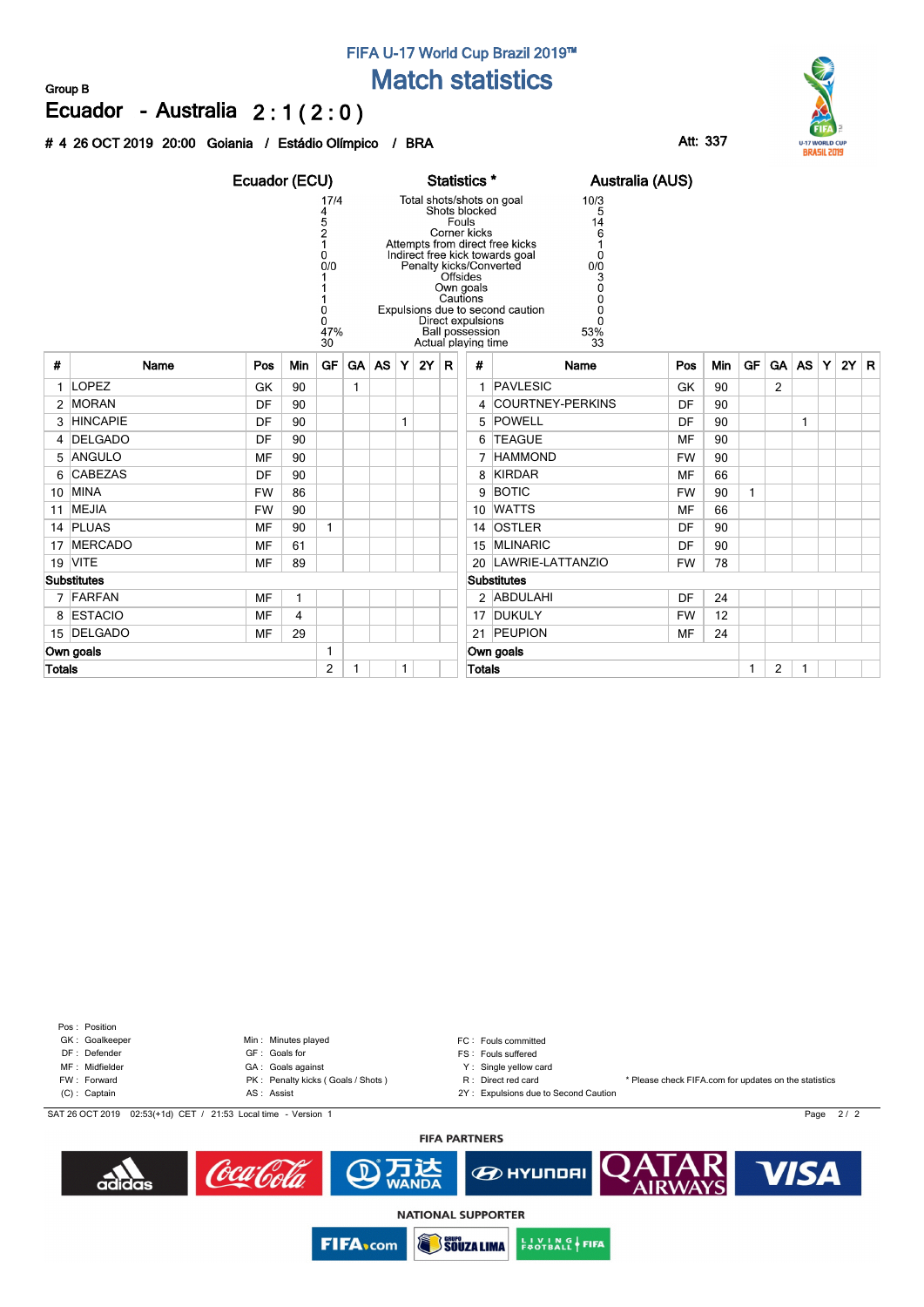FIFA U-17 World Cup Brazil 2019™

# Match statistics

Group B

## Ecuador - Australia 2 : 1 ( 2 : 0 )

# 4 26 OCT 2019 20:00 Goiania / Estádio Olímpico / BRA

Att: 337

| Ecuador (ECU) | Statistics * | Australia (AUS) |
|---|---|---|
| 17/4 | Total shots/shots on goal | 10/3 |
| 4 | Shots blocked | 5 |
| 5 | Fouls | 14 |
| 2 | Corner kicks | 6 |
| 1 | Attempts from direct free kicks | 1 |
| 0 | Indirect free kick towards goal | 0 |
| 0/0 | Penalty kicks/Converted | 0/0 |
| 1 | Offsides | 3 |
| 1 | Own goals | 0 |
| 1 | Cautions | 0 |
| 0 | Expulsions due to second caution | 0 |
| 0 | Direct expulsions | 0 |
| 47% | Ball possession | 53% |
| 30 | Actual playing time | 33 |

| # | Name | Pos | Min | GF | GA | AS | Y | 2Y | R |
|---|---|---|---|---|---|---|---|---|---|
| 1 | LOPEZ | GK | 90 | | 1 | | | | |
| 2 | MORAN | DF | 90 | | | | | | |
| 3 | HINCAPIE | DF | 90 | | | | 1 | | |
| 4 | DELGADO | DF | 90 | | | | | | |
| 5 | ANGULO | MF | 90 | | | | | | |
| 6 | CABEZAS | DF | 90 | | | | | | |
| 10 | MINA | FW | 86 | | | | | | |
| 11 | MEJIA | FW | 90 | | | | | | |
| 14 | PLUAS | MF | 90 | 1 | | | | | |
| 17 | MERCADO | MF | 61 | | | | | | |
| 19 | VITE | MF | 89 | | | | | | |
| **Substitutes** | | | | | | | | | |
| 7 | FARFAN | MF | 1 | | | | | | |
| 8 | ESTACIO | MF | 4 | | | | | | |
| 15 | DELGADO | MF | 29 | | | | | | |
| **Own goals** | | | | 1 | | | | | |
| **Totals** | | | | 2 | 1 | | 1 | | |

| # | Name | Pos | Min | GF | GA | AS | Y | 2Y | R |
|---|---|---|---|---|---|---|---|---|---|
| 1 | PAVLESIC | GK | 90 | | 2 | | | | |
| 4 | COURTNEY-PERKINS | DF | 90 | | | | | | |
| 5 | POWELL | DF | 90 | | | 1 | | | |
| 6 | TEAGUE | MF | 90 | | | | | | |
| 7 | HAMMOND | FW | 90 | | | | | | |
| 8 | KIRDAR | MF | 66 | | | | | | |
| 9 | BOTIC | FW | 90 | 1 | | | | | |
| 10 | WATTS | MF | 66 | | | | | | |
| 14 | OSTLER | DF | 90 | | | | | | |
| 15 | MLINARIC | DF | 90 | | | | | | |
| 20 | LAWRIE-LATTANZIO | FW | 78 | | | | | | |
| **Substitutes** | | | | | | | | | |
| 2 | ABDULAHI | DF | 24 | | | | | | |
| 17 | DUKULY | FW | 12 | | | | | | |
| 21 | PEUPION | MF | 24 | | | | | | |
| **Own goals** | | | | | | | | | |
| **Totals** | | | | 1 | 2 | 1 | | | |

Pos : Position
GK : Goalkeeper
DF : Defender
MF : Midfielder
FW : Forward
(C) : Captain

Min : Minutes played
GF : Goals for
GA : Goals against
PK : Penalty kicks ( Goals / Shots )
AS : Assist

FC : Fouls committed
FS : Fouls suffered
Y : Single yellow card
R : Direct red card
2Y : Expulsions due to Second Caution

* Please check FIFA.com for updates on the statistics

SAT 26 OCT 2019 02:53(+1d) CET / 21:53 Local time - Version 1

FIFA PARTNERS

NATIONAL SUPPORTER